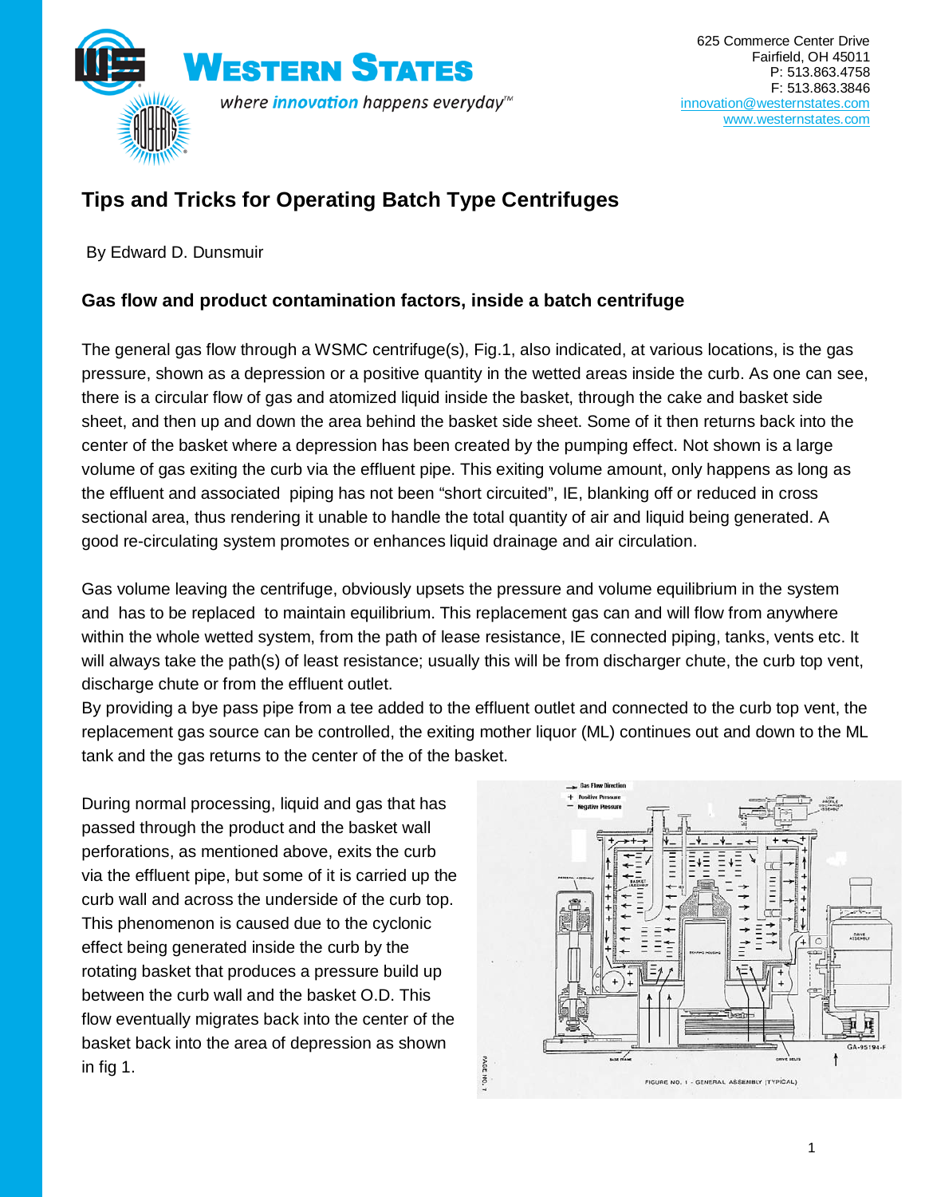# Tips and Tricks for Operating Batch Type Centrifuges

By Edward D. Dunsmuir

## Gas flow and product contamination factors, inside a batch centrifuge

The general gas flow through a WSMC centrifuge(s), Fig.1, also indicated, at various locations, is the gas pressure, shown as a depression or a positive quantity in the wetted areas inside the curb. As one can see, there is a circular flow of gas and atomized liquid inside the basket, through the cake and basket side sheet, and then up and down the area behind the basket side sheet. Some of it then returns back into the center of the basket where a depression has been created by the pumping effect. Not shown is a large volume of gas exiting the curb via the effluent pipe. This exiting volume amount, only happens as long as the effluent and associated piping has not been "short circuited", IE, blanking off or reduced in cross sectional area, thus rendering it unable to handle the total quantity of air and liquid being generated. A good re-circulating system promotes or enhances liquid drainage and air circulation.

Gas volume leaving the centrifuge, obviously upsets the pressure and volume equilibrium in the system and has to be replaced to maintain equilibrium. This replacement gas can and will flow from anywhere within the whole wetted system, from the path of lease resistance, IE connected piping, tanks, vents etc. It will always take the path(s) of least resistance; usually this will be from discharger chute, the curb top vent, discharge chute or from the effluent outlet.
By providing a bye pass pipe from a tee added to the effluent outlet and connected to the curb top vent, the replacement gas source can be controlled, the exiting mother liquor (ML) continues out and down to the ML tank and the gas returns to the center of the of the basket.

During normal processing, liquid and gas that has passed through the product and the basket wall perforations, as mentioned above, exits the curb via the effluent pipe, but some of it is carried up the curb wall and across the underside of the curb top. This phenomenon is caused due to the cyclonic effect being generated inside the curb by the rotating basket that produces a pressure build up between the curb wall and the basket O.D. This flow eventually migrates back into the center of the basket back into the area of depression as shown in fig 1.

FIGURE NO. 1 - GENERAL ASSEMBLY (TYPICAL)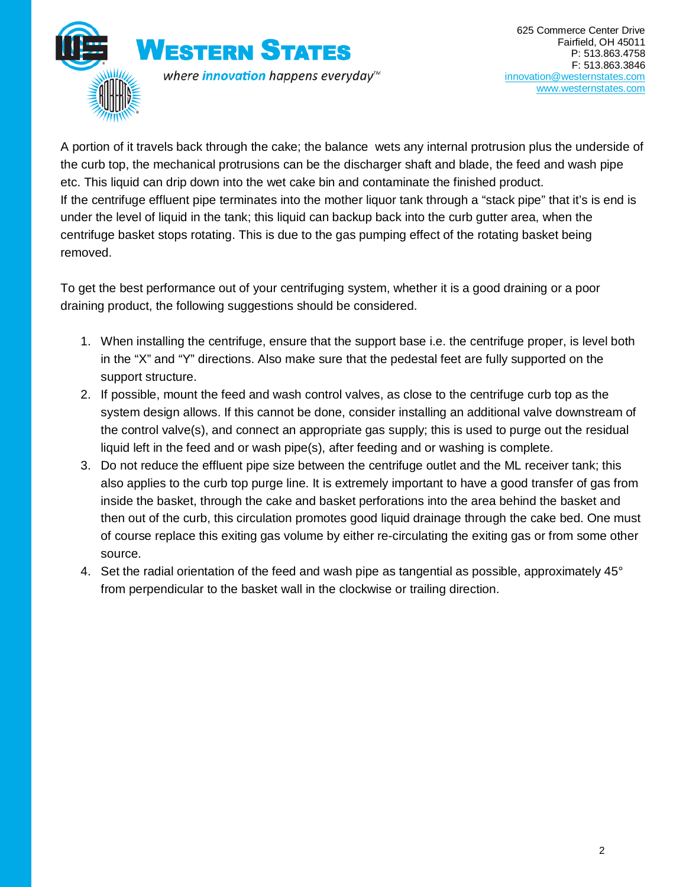A portion of it travels back through the cake; the balance  wets any internal protrusion plus the underside of the curb top, the mechanical protrusions can be the discharger shaft and blade, the feed and wash pipe etc. This liquid can drip down into the wet cake bin and contaminate the finished product.
If the centrifuge effluent pipe terminates into the mother liquor tank through a "stack pipe" that it's is end is under the level of liquid in the tank; this liquid can backup back into the curb gutter area, when the centrifuge basket stops rotating. This is due to the gas pumping effect of the rotating basket being removed.

To get the best performance out of your centrifuging system, whether it is a good draining or a poor draining product, the following suggestions should be considered.

1. When installing the centrifuge, ensure that the support base i.e. the centrifuge proper, is level both in the "X" and "Y" directions. Also make sure that the pedestal feet are fully supported on the support structure.
2. If possible, mount the feed and wash control valves, as close to the centrifuge curb top as the system design allows. If this cannot be done, consider installing an additional valve downstream of the control valve(s), and connect an appropriate gas supply; this is used to purge out the residual liquid left in the feed and or wash pipe(s), after feeding and or washing is complete.
3. Do not reduce the effluent pipe size between the centrifuge outlet and the ML receiver tank; this also applies to the curb top purge line. It is extremely important to have a good transfer of gas from inside the basket, through the cake and basket perforations into the area behind the basket and then out of the curb, this circulation promotes good liquid drainage through the cake bed. One must of course replace this exiting gas volume by either re-circulating the exiting gas or from some other source.
4. Set the radial orientation of the feed and wash pipe as tangential as possible, approximately 45° from perpendicular to the basket wall in the clockwise or trailing direction.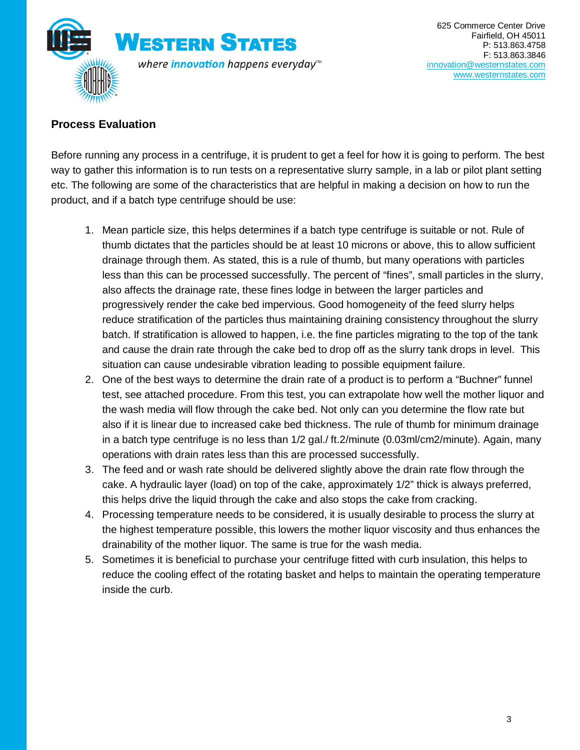## Process Evaluation

Before running any process in a centrifuge, it is prudent to get a feel for how it is going to perform. The best way to gather this information is to run tests on a representative slurry sample, in a lab or pilot plant setting etc. The following are some of the characteristics that are helpful in making a decision on how to run the product, and if a batch type centrifuge should be use:

1. Mean particle size, this helps determines if a batch type centrifuge is suitable or not. Rule of thumb dictates that the particles should be at least 10 microns or above, this to allow sufficient drainage through them. As stated, this is a rule of thumb, but many operations with particles less than this can be processed successfully. The percent of "fines", small particles in the slurry, also affects the drainage rate, these fines lodge in between the larger particles and progressively render the cake bed impervious. Good homogeneity of the feed slurry helps reduce stratification of the particles thus maintaining draining consistency throughout the slurry batch. If stratification is allowed to happen, i.e. the fine particles migrating to the top of the tank and cause the drain rate through the cake bed to drop off as the slurry tank drops in level. This situation can cause undesirable vibration leading to possible equipment failure.
2. One of the best ways to determine the drain rate of a product is to perform a "Buchner" funnel test, see attached procedure. From this test, you can extrapolate how well the mother liquor and the wash media will flow through the cake bed. Not only can you determine the flow rate but also if it is linear due to increased cake bed thickness. The rule of thumb for minimum drainage in a batch type centrifuge is no less than 1/2 gal./ ft.2/minute (0.03ml/cm2/minute). Again, many operations with drain rates less than this are processed successfully.
3. The feed and or wash rate should be delivered slightly above the drain rate flow through the cake. A hydraulic layer (load) on top of the cake, approximately 1/2" thick is always preferred, this helps drive the liquid through the cake and also stops the cake from cracking.
4. Processing temperature needs to be considered, it is usually desirable to process the slurry at the highest temperature possible, this lowers the mother liquor viscosity and thus enhances the drainability of the mother liquor. The same is true for the wash media.
5. Sometimes it is beneficial to purchase your centrifuge fitted with curb insulation, this helps to reduce the cooling effect of the rotating basket and helps to maintain the operating temperature inside the curb.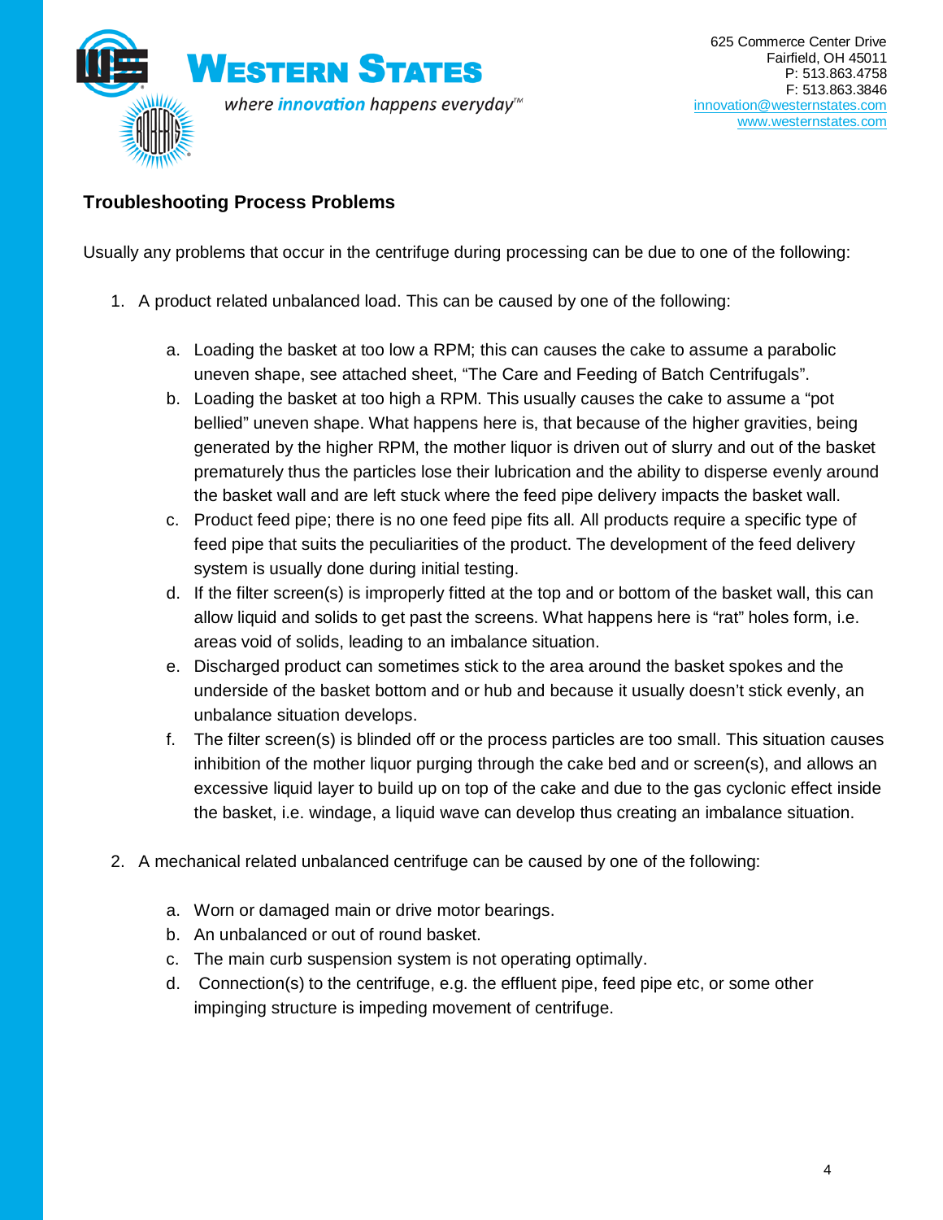## Troubleshooting Process Problems

Usually any problems that occur in the centrifuge during processing can be due to one of the following:

1. A product related unbalanced load. This can be caused by one of the following:

   a. Loading the basket at too low a RPM; this can causes the cake to assume a parabolic uneven shape, see attached sheet, "The Care and Feeding of Batch Centrifugals".
   b. Loading the basket at too high a RPM. This usually causes the cake to assume a "pot bellied" uneven shape. What happens here is, that because of the higher gravities, being generated by the higher RPM, the mother liquor is driven out of slurry and out of the basket prematurely thus the particles lose their lubrication and the ability to disperse evenly around the basket wall and are left stuck where the feed pipe delivery impacts the basket wall.
   c. Product feed pipe; there is no one feed pipe fits all. All products require a specific type of feed pipe that suits the peculiarities of the product. The development of the feed delivery system is usually done during initial testing.
   d. If the filter screen(s) is improperly fitted at the top and or bottom of the basket wall, this can allow liquid and solids to get past the screens. What happens here is "rat" holes form, i.e. areas void of solids, leading to an imbalance situation.
   e. Discharged product can sometimes stick to the area around the basket spokes and the underside of the basket bottom and or hub and because it usually doesn't stick evenly, an unbalance situation develops.
   f. The filter screen(s) is blinded off or the process particles are too small. This situation causes inhibition of the mother liquor purging through the cake bed and or screen(s), and allows an excessive liquid layer to build up on top of the cake and due to the gas cyclonic effect inside the basket, i.e. windage, a liquid wave can develop thus creating an imbalance situation.

2. A mechanical related unbalanced centrifuge can be caused by one of the following:

   a. Worn or damaged main or drive motor bearings.
   b. An unbalanced or out of round basket.
   c. The main curb suspension system is not operating optimally.
   d. Connection(s) to the centrifuge, e.g. the effluent pipe, feed pipe etc, or some other impinging structure is impeding movement of centrifuge.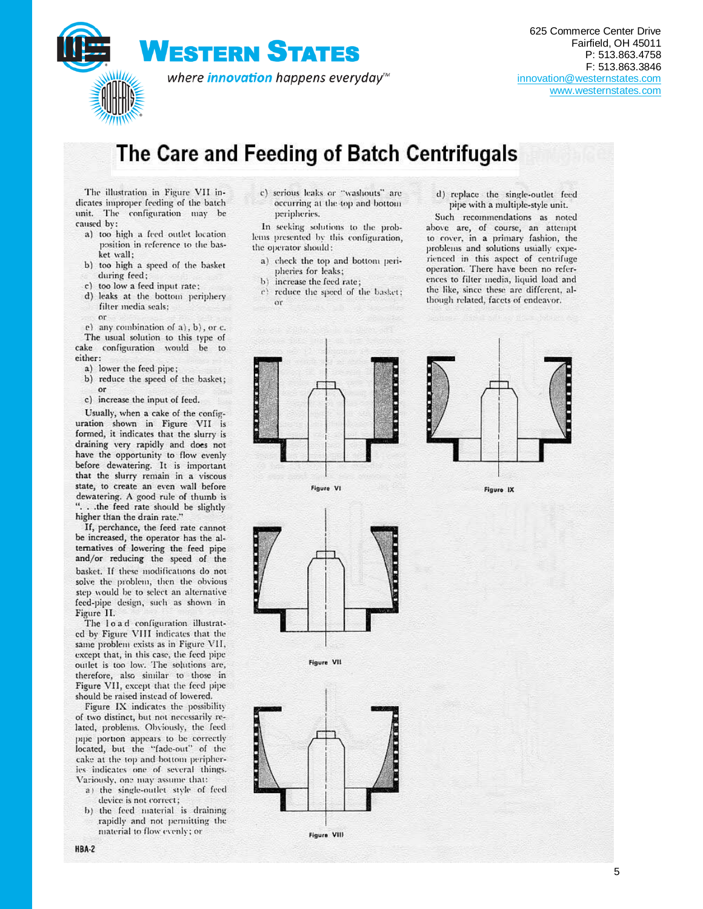# The Care and Feeding of Batch Centrifugals

The illustration in Figure VII indicates improper feeding of the batch unit. The configuration may be caused by:

a) too high a feed outlet location position in reference to the basket wall;
b) too high a speed of the basket during feed;
c) too low a feed input rate;
d) leaks at the bottom periphery filter media seals;
or
e) any combination of a), b), or c.

The usual solution to this type of cake configuration would be to either:

a) lower the feed pipe;
b) reduce the speed of the basket;
or
c) increase the input of feed.

Usually, when a cake of the configuration shown in Figure VII is formed, it indicates that the slurry is draining very rapidly and does not have the opportunity to flow evenly before dewatering. It is important that the slurry remain in a viscous state, to create an even wall before dewatering. A good rule of thumb is ". . .the feed rate should be slightly higher than the drain rate."

If, perchance, the feed rate cannot be increased, the operator has the alternatives of lowering the feed pipe and/or reducing the speed of the basket. If these modifications do not solve the problem, then the obvious step would be to select an alternative feed-pipe design, such as shown in Figure II.

The load configuration illustrated by Figure VIII indicates that the same problem exists as in Figure VII, except that, in this case, the feed pipe outlet is too low. The solutions are, therefore, also similar to those in Figure VII, except that the feed pipe should be raised instead of lowered.

Figure IX indicates the possibility of two distinct, but not necessarily related, problems. Obviously, the feed pipe portion appears to be correctly located, but the "fade-out" of the cake at the top and bottom peripheries indicates one of several things. Variously, one may assume that:

a) the single-outlet style of feed device is not correct;
b) the feed material is draining rapidly and not permitting the material to flow evenly; or
c) serious leaks or "washouts" are occurring at the top and bottom peripheries.

In seeking solutions to the problems presented by this configuration, the operator should:

a) check the top and bottom peripheries for leaks;
b) increase the feed rate;
c) reduce the speed of the basket;
or
d) replace the single-outlet feed pipe with a multiple-style unit.

Such recommendations as noted above are, of course, an attempt to cover, in a primary fashion, the problems and solutions usually experienced in this aspect of centrifuge operation. There have been no references to filter media, liquid load and the like, since these are different, although related, facets of endeavor.

Figure VI

Figure IX

Figure VII

Figure VIII

HBA-2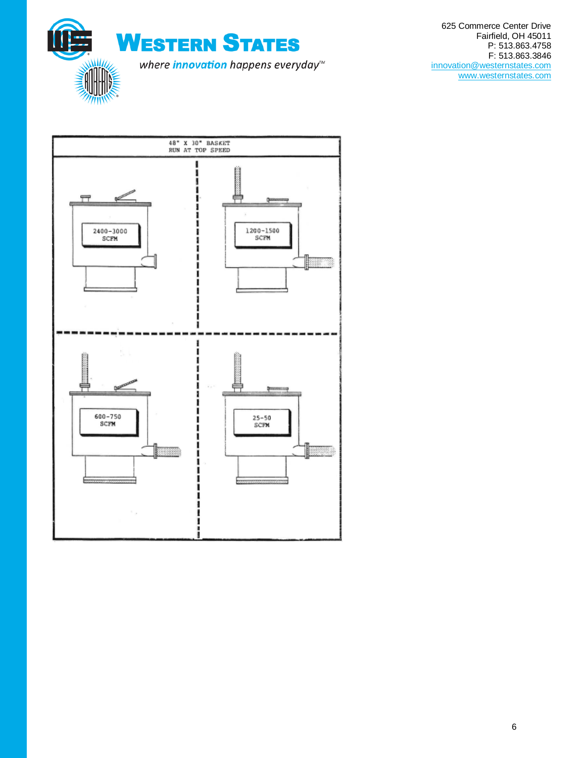625 Commerce Center Drive
Fairfield, OH 45011
P: 513.863.4758
F: 513.863.3846
innovation@westernstates.com
www.westernstates.com

48" X 30" BASKET
RUN AT TOP SPEED

2400-3000
SCFM

1200-1500
SCFM

600-750
SCFM

25-50
SCFM